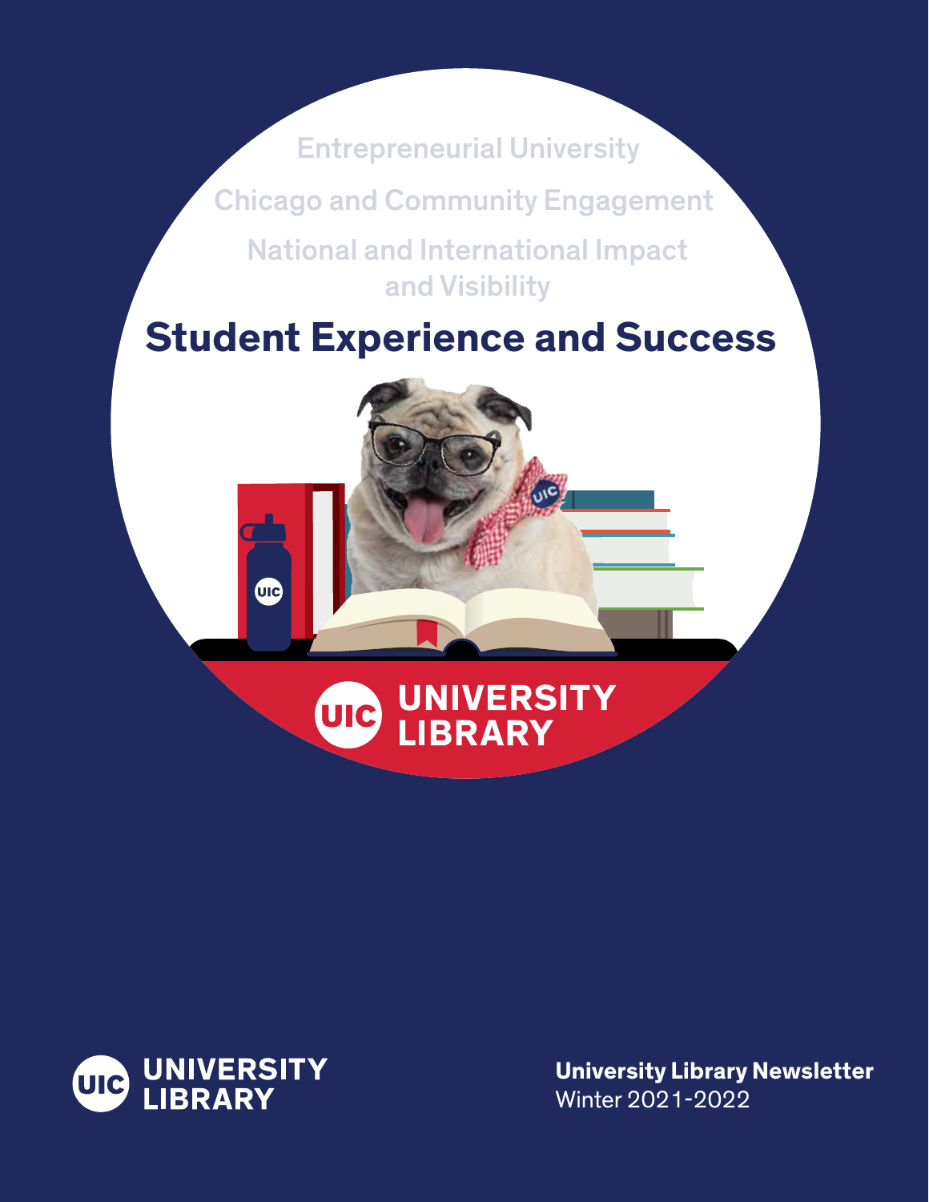Entrepreneurial University

Chicago and Community Engagement

National and International Impact and Visibility

# Student Experience and Success

UIC UNIVERSITY LIBRARY

UIC UNIVERSITY LIBRARY

**University Library Newsletter**
Winter 2021-2022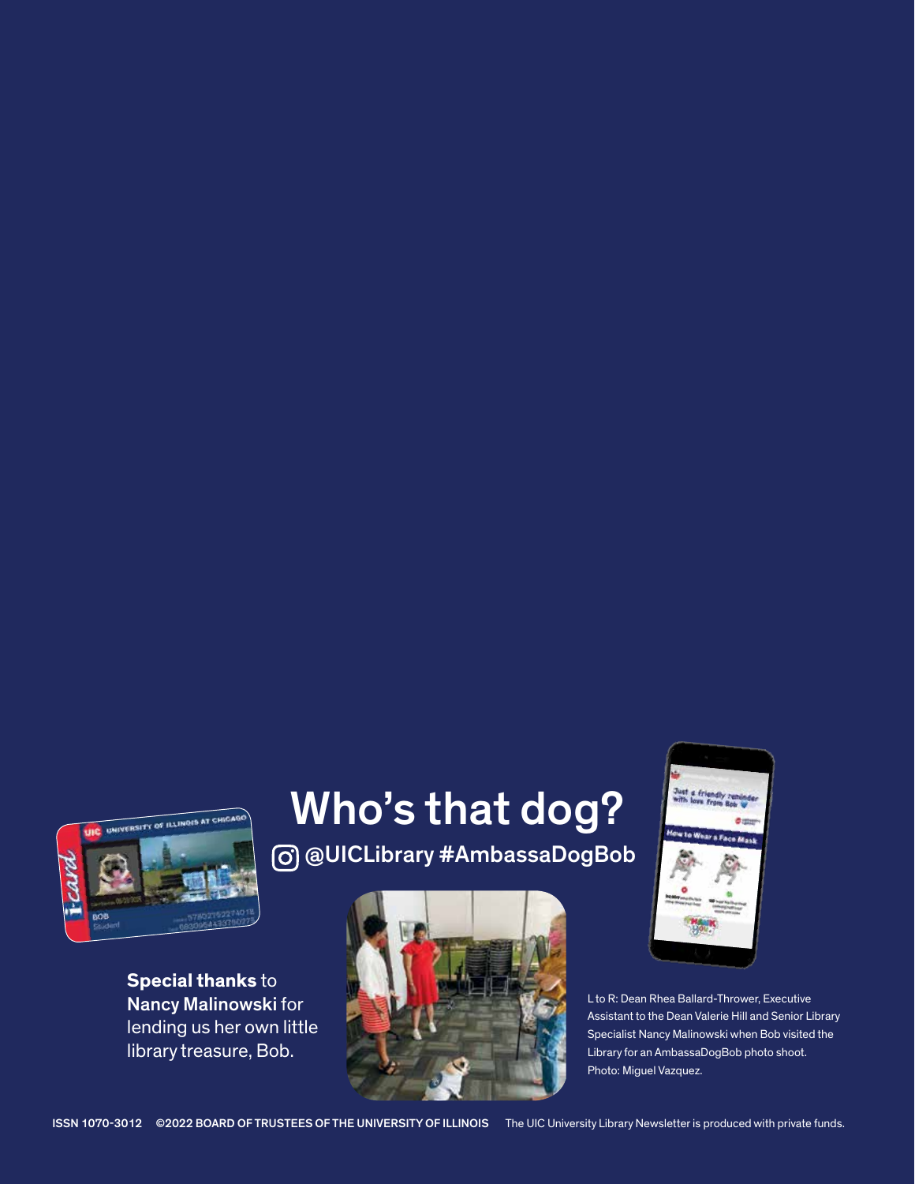# Who's that dog?

@UICLibrary #AmbassaDogBob

**Special thanks** to **Nancy Malinowski** for lending us her own little library treasure, Bob.

L to R: Dean Rhea Ballard-Thrower, Executive Assistant to the Dean Valerie Hill and Senior Library Specialist Nancy Malinowski when Bob visited the Library for an AmbassaDogBob photo shoot. Photo: Miguel Vazquez.

ISSN 1070-3012 ©2022 BOARD OF TRUSTEES OF THE UNIVERSITY OF ILLINOIS The UIC University Library Newsletter is produced with private funds.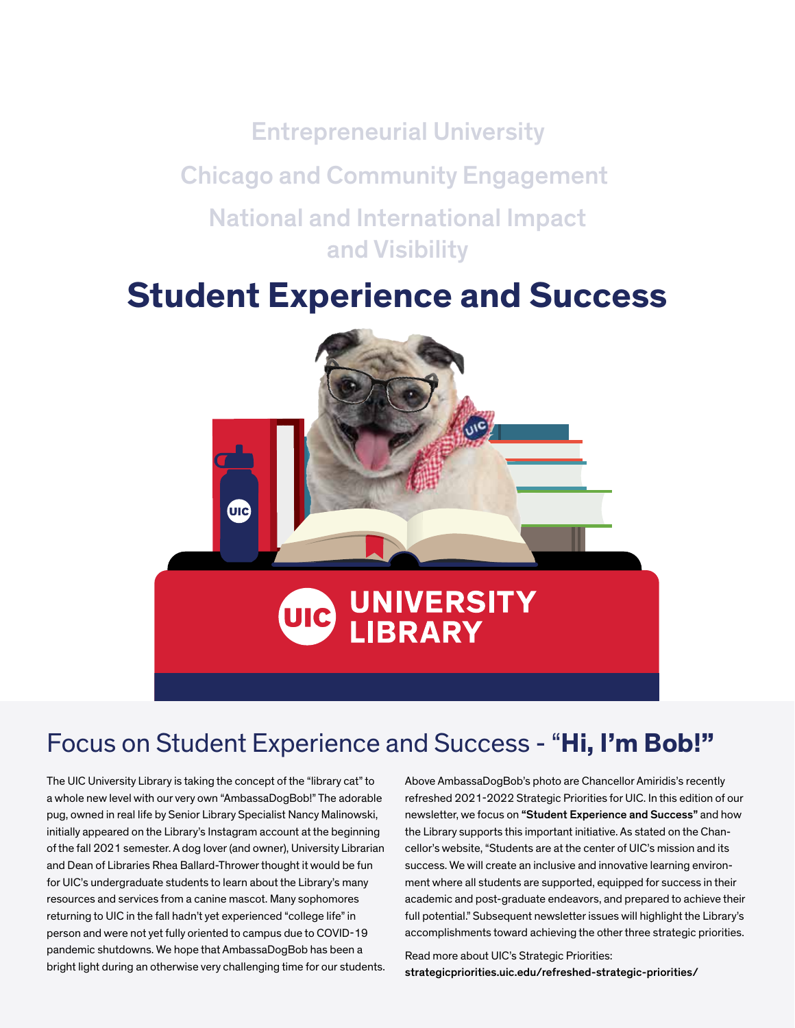Entrepreneurial University

Chicago and Community Engagement

National and International Impact and Visibility

# Student Experience and Success

UNIVERSITY LIBRARY

## Focus on Student Experience and Success - "**Hi, I'm Bob!**"

The UIC University Library is taking the concept of the "library cat" to a whole new level with our very own "AmbassaDogBob!" The adorable pug, owned in real life by Senior Library Specialist Nancy Malinowski, initially appeared on the Library's Instagram account at the beginning of the fall 2021 semester. A dog lover (and owner), University Librarian and Dean of Libraries Rhea Ballard-Thrower thought it would be fun for UIC's undergraduate students to learn about the Library's many resources and services from a canine mascot. Many sophomores returning to UIC in the fall hadn't yet experienced "college life" in person and were not yet fully oriented to campus due to COVID-19 pandemic shutdowns. We hope that AmbassaDogBob has been a bright light during an otherwise very challenging time for our students.

Above AmbassaDogBob's photo are Chancellor Amiridis's recently refreshed 2021-2022 Strategic Priorities for UIC. In this edition of our newsletter, we focus on **"Student Experience and Success"** and how the Library supports this important initiative. As stated on the Chancellor's website, "Students are at the center of UIC's mission and its success. We will create an inclusive and innovative learning environment where all students are supported, equipped for success in their academic and post-graduate endeavors, and prepared to achieve their full potential." Subsequent newsletter issues will highlight the Library's accomplishments toward achieving the other three strategic priorities.

Read more about UIC's Strategic Priorities:
strategicpriorities.uic.edu/refreshed-strategic-priorities/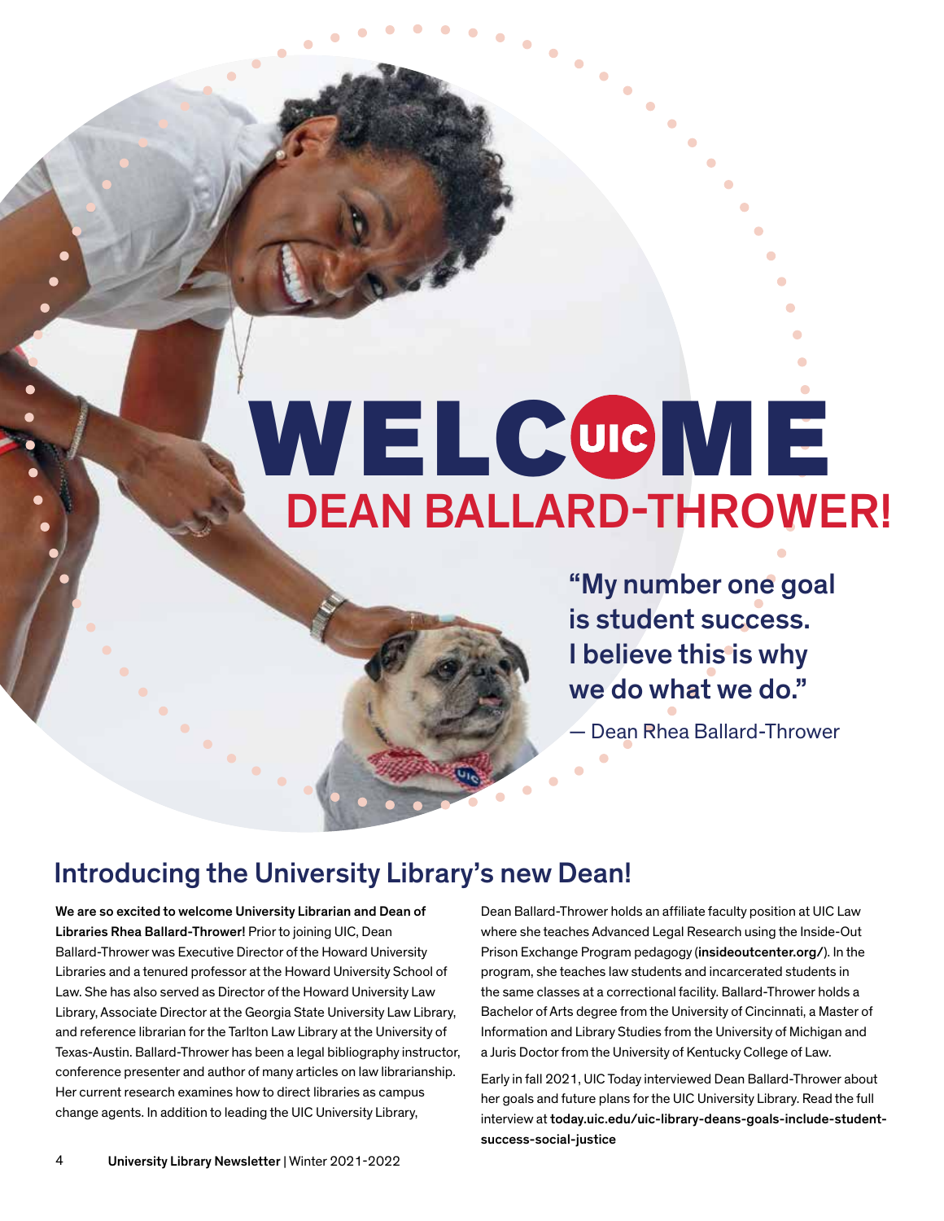# WELCOME DEAN BALLARD-THROWER!

"My number one goal is student success. I believe this is why we do what we do."

— Dean Rhea Ballard-Thrower

## Introducing the University Library's new Dean!

**We are so excited to welcome University Librarian and Dean of Libraries Rhea Ballard-Thrower!** Prior to joining UIC, Dean Ballard-Thrower was Executive Director of the Howard University Libraries and a tenured professor at the Howard University School of Law. She has also served as Director of the Howard University Law Library, Associate Director at the Georgia State University Law Library, and reference librarian for the Tarlton Law Library at the University of Texas-Austin. Ballard-Thrower has been a legal bibliography instructor, conference presenter and author of many articles on law librarianship. Her current research examines how to direct libraries as campus change agents. In addition to leading the UIC University Library, Dean Ballard-Thrower holds an affiliate faculty position at UIC Law where she teaches Advanced Legal Research using the Inside-Out Prison Exchange Program pedagogy (**insideoutcenter.org/**). In the program, she teaches law students and incarcerated students in the same classes at a correctional facility. Ballard-Thrower holds a Bachelor of Arts degree from the University of Cincinnati, a Master of Information and Library Studies from the University of Michigan and a Juris Doctor from the University of Kentucky College of Law.

Early in fall 2021, UIC Today interviewed Dean Ballard-Thrower about her goals and future plans for the UIC University Library. Read the full interview at **today.uic.edu/uic-library-deans-goals-include-student-success-social-justice**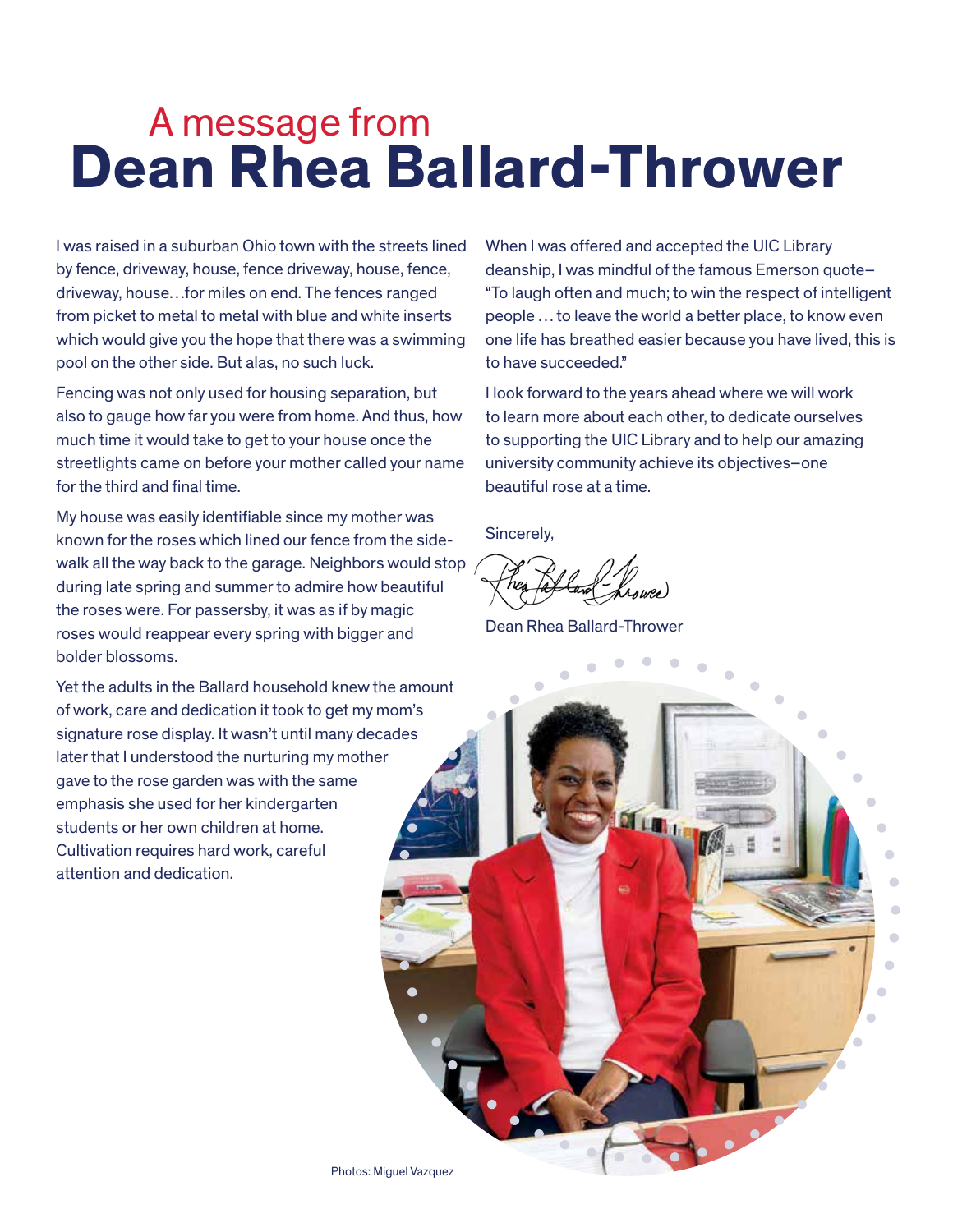# A message from Dean Rhea Ballard-Thrower

I was raised in a suburban Ohio town with the streets lined by fence, driveway, house, fence driveway, house, fence, driveway, house…for miles on end. The fences ranged from picket to metal to metal with blue and white inserts which would give you the hope that there was a swimming pool on the other side. But alas, no such luck.

Fencing was not only used for housing separation, but also to gauge how far you were from home. And thus, how much time it would take to get to your house once the streetlights came on before your mother called your name for the third and final time.

My house was easily identifiable since my mother was known for the roses which lined our fence from the side-walk all the way back to the garage. Neighbors would stop during late spring and summer to admire how beautiful the roses were. For passersby, it was as if by magic roses would reappear every spring with bigger and bolder blossoms.

Yet the adults in the Ballard household knew the amount of work, care and dedication it took to get my mom's signature rose display. It wasn't until many decades later that I understood the nurturing my mother gave to the rose garden was with the same emphasis she used for her kindergarten students or her own children at home. Cultivation requires hard work, careful attention and dedication.

When I was offered and accepted the UIC Library deanship, I was mindful of the famous Emerson quote– "To laugh often and much; to win the respect of intelligent people … to leave the world a better place, to know even one life has breathed easier because you have lived, this is to have succeeded."

I look forward to the years ahead where we will work to learn more about each other, to dedicate ourselves to supporting the UIC Library and to help our amazing university community achieve its objectives–one beautiful rose at a time.

Sincerely,

Dean Rhea Ballard-Thrower

Photos: Miguel Vazquez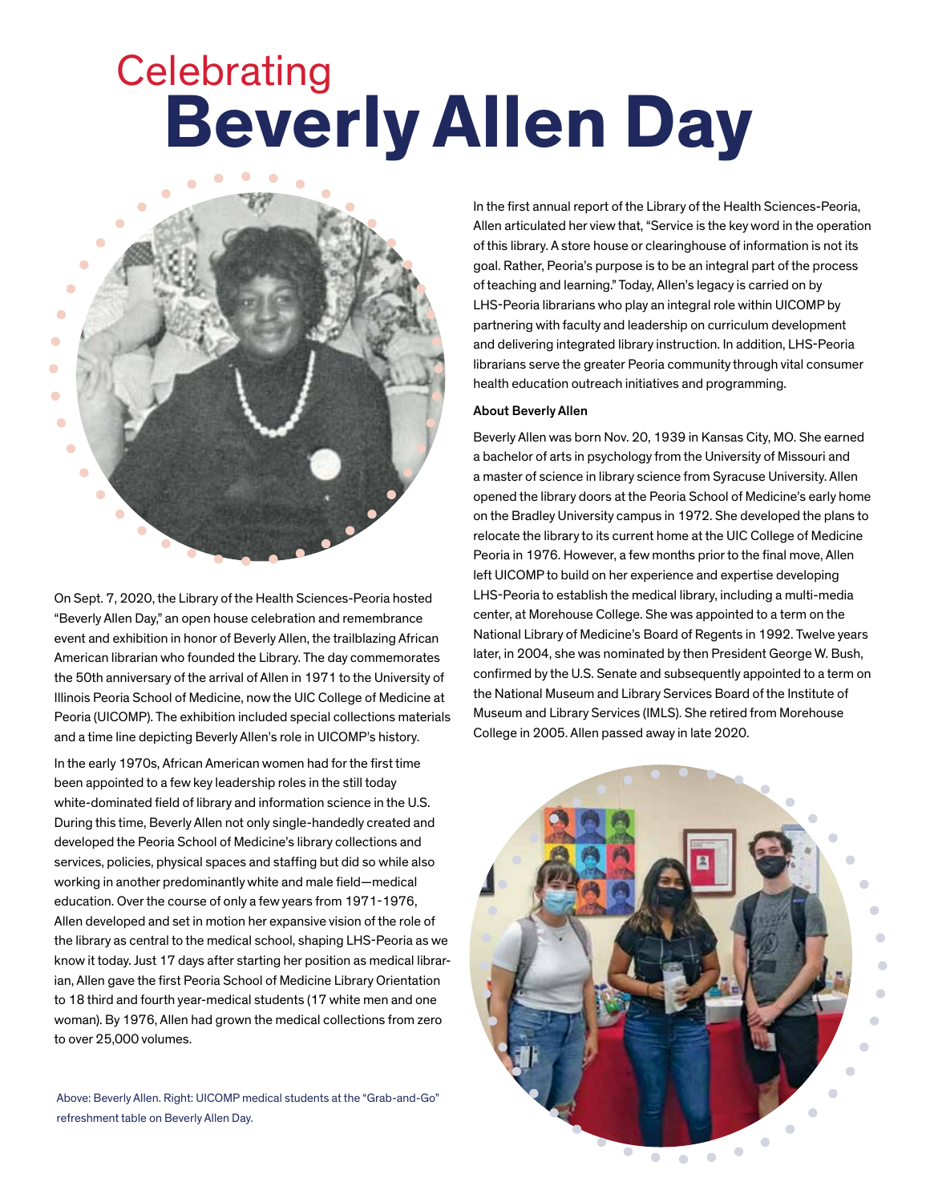# Celebrating Beverly Allen Day

On Sept. 7, 2020, the Library of the Health Sciences-Peoria hosted "Beverly Allen Day," an open house celebration and remembrance event and exhibition in honor of Beverly Allen, the trailblazing African American librarian who founded the Library. The day commemorates the 50th anniversary of the arrival of Allen in 1971 to the University of Illinois Peoria School of Medicine, now the UIC College of Medicine at Peoria (UICOMP). The exhibition included special collections materials and a time line depicting Beverly Allen's role in UICOMP's history.

In the early 1970s, African American women had for the first time been appointed to a few key leadership roles in the still today white-dominated field of library and information science in the U.S. During this time, Beverly Allen not only single-handedly created and developed the Peoria School of Medicine's library collections and services, policies, physical spaces and staffing but did so while also working in another predominantly white and male field—medical education. Over the course of only a few years from 1971-1976, Allen developed and set in motion her expansive vision of the role of the library as central to the medical school, shaping LHS-Peoria as we know it today. Just 17 days after starting her position as medical librarian, Allen gave the first Peoria School of Medicine Library Orientation to 18 third and fourth year-medical students (17 white men and one woman). By 1976, Allen had grown the medical collections from zero to over 25,000 volumes.

Above: Beverly Allen. Right: UICOMP medical students at the "Grab-and-Go" refreshment table on Beverly Allen Day.

In the first annual report of the Library of the Health Sciences-Peoria, Allen articulated her view that, "Service is the key word in the operation of this library. A store house or clearinghouse of information is not its goal. Rather, Peoria's purpose is to be an integral part of the process of teaching and learning." Today, Allen's legacy is carried on by LHS-Peoria librarians who play an integral role within UICOMP by partnering with faculty and leadership on curriculum development and delivering integrated library instruction. In addition, LHS-Peoria librarians serve the greater Peoria community through vital consumer health education outreach initiatives and programming.

**About Beverly Allen**

Beverly Allen was born Nov. 20, 1939 in Kansas City, MO. She earned a bachelor of arts in psychology from the University of Missouri and a master of science in library science from Syracuse University. Allen opened the library doors at the Peoria School of Medicine's early home on the Bradley University campus in 1972. She developed the plans to relocate the library to its current home at the UIC College of Medicine Peoria in 1976. However, a few months prior to the final move, Allen left UICOMP to build on her experience and expertise developing LHS-Peoria to establish the medical library, including a multi-media center, at Morehouse College. She was appointed to a term on the National Library of Medicine's Board of Regents in 1992. Twelve years later, in 2004, she was nominated by then President George W. Bush, confirmed by the U.S. Senate and subsequently appointed to a term on the National Museum and Library Services Board of the Institute of Museum and Library Services (IMLS). She retired from Morehouse College in 2005. Allen passed away in late 2020.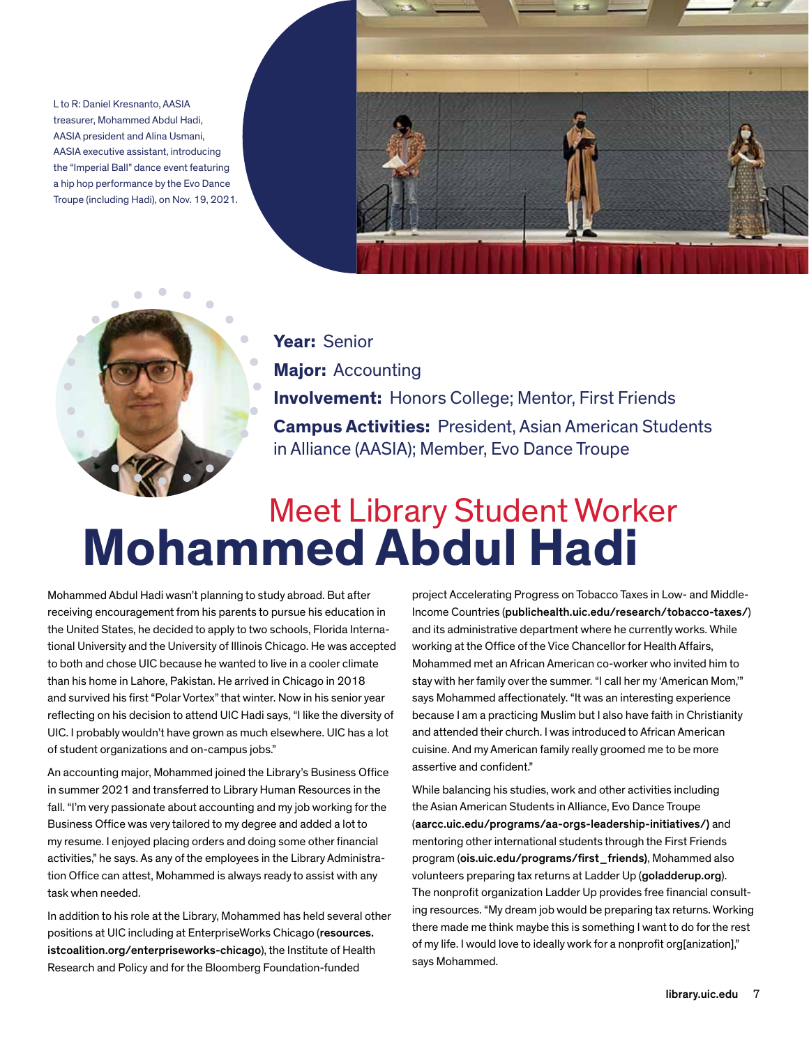L to R: Daniel Kresnanto, AASIA treasurer, Mohammed Abdul Hadi, AASIA president and Alina Usmani, AASIA executive assistant, introducing the "Imperial Ball" dance event featuring a hip hop performance by the Evo Dance Troupe (including Hadi), on Nov. 19, 2021.

**Year:** Senior

**Major:** Accounting

**Involvement:** Honors College; Mentor, First Friends

**Campus Activities:** President, Asian American Students in Alliance (AASIA); Member, Evo Dance Troupe

# Meet Library Student Worker **Mohammed Abdul Hadi**

Mohammed Abdul Hadi wasn't planning to study abroad. But after receiving encouragement from his parents to pursue his education in the United States, he decided to apply to two schools, Florida International University and the University of Illinois Chicago. He was accepted to both and chose UIC because he wanted to live in a cooler climate than his home in Lahore, Pakistan. He arrived in Chicago in 2018 and survived his first "Polar Vortex" that winter. Now in his senior year reflecting on his decision to attend UIC Hadi says, "I like the diversity of UIC. I probably wouldn't have grown as much elsewhere. UIC has a lot of student organizations and on-campus jobs."

An accounting major, Mohammed joined the Library's Business Office in summer 2021 and transferred to Library Human Resources in the fall. "I'm very passionate about accounting and my job working for the Business Office was very tailored to my degree and added a lot to my resume. I enjoyed placing orders and doing some other financial activities," he says. As any of the employees in the Library Administration Office can attest, Mohammed is always ready to assist with any task when needed.

In addition to his role at the Library, Mohammed has held several other positions at UIC including at EnterpriseWorks Chicago (**resources.istcoalition.org/enterpriseworks-chicago**), the Institute of Health Research and Policy and for the Bloomberg Foundation-funded project Accelerating Progress on Tobacco Taxes in Low- and Middle-Income Countries (**publichealth.uic.edu/research/tobacco-taxes/**) and its administrative department where he currently works. While working at the Office of the Vice Chancellor for Health Affairs, Mohammed met an African American co-worker who invited him to stay with her family over the summer. "I call her my 'American Mom,'" says Mohammed affectionately. "It was an interesting experience because I am a practicing Muslim but I also have faith in Christianity and attended their church. I was introduced to African American cuisine. And my American family really groomed me to be more assertive and confident."

While balancing his studies, work and other activities including the Asian American Students in Alliance, Evo Dance Troupe (**aarcc.uic.edu/programs/aa-orgs-leadership-initiatives/**) and mentoring other international students through the First Friends program (**ois.uic.edu/programs/first_friends**), Mohammed also volunteers preparing tax returns at Ladder Up (**goladderup.org**). The nonprofit organization Ladder Up provides free financial consulting resources. "My dream job would be preparing tax returns. Working there made me think maybe this is something I want to do for the rest of my life. I would love to ideally work for a nonprofit org[anization]," says Mohammed.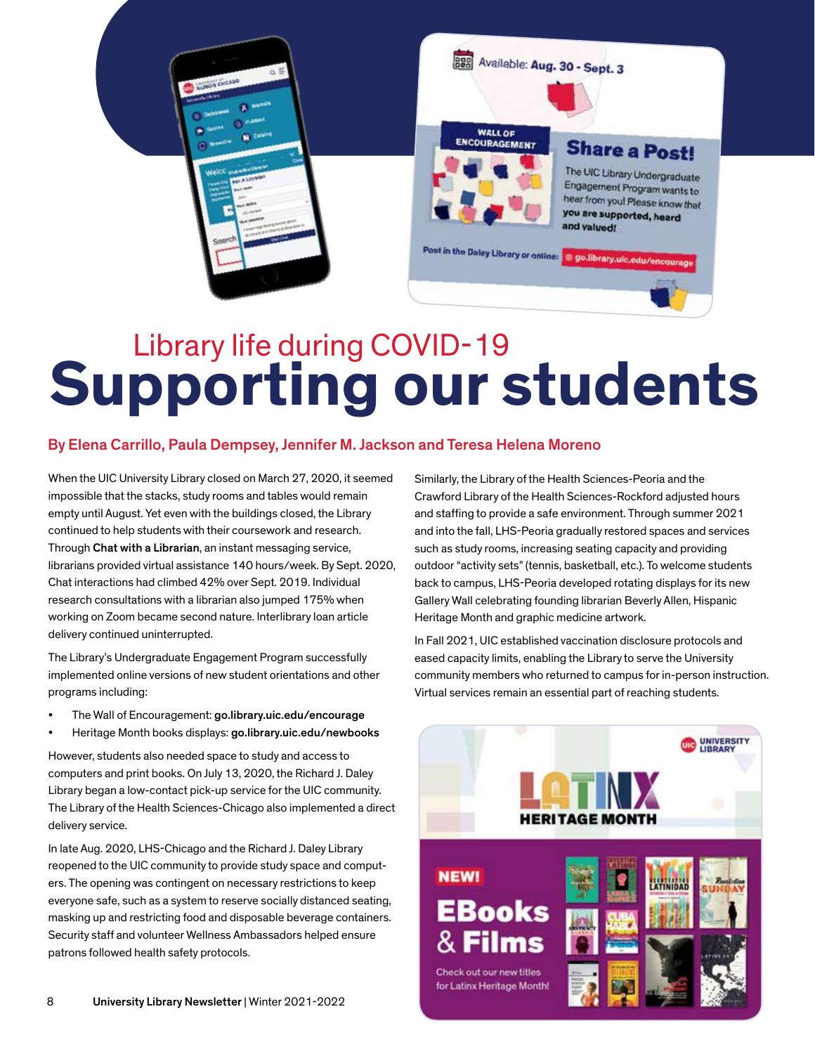Library life during COVID-19

# Supporting our students

**By Elena Carrillo, Paula Dempsey, Jennifer M. Jackson and Teresa Helena Moreno**

When the UIC University Library closed on March 27, 2020, it seemed impossible that the stacks, study rooms and tables would remain empty until August. Yet even with the buildings closed, the Library continued to help students with their coursework and research. Through **Chat with a Librarian**, an instant messaging service, librarians provided virtual assistance 140 hours/week. By Sept. 2020, Chat interactions had climbed 42% over Sept. 2019. Individual research consultations with a librarian also jumped 175% when working on Zoom became second nature. Interlibrary loan article delivery continued uninterrupted.

The Library's Undergraduate Engagement Program successfully implemented online versions of new student orientations and other programs including:

- The Wall of Encouragement: **go.library.uic.edu/encourage**
- Heritage Month books displays: **go.library.uic.edu/newbooks**

However, students also needed space to study and access to computers and print books. On July 13, 2020, the Richard J. Daley Library began a low-contact pick-up service for the UIC community. The Library of the Health Sciences-Chicago also implemented a direct delivery service.

In late Aug. 2020, LHS-Chicago and the Richard J. Daley Library reopened to the UIC community to provide study space and computers. The opening was contingent on necessary restrictions to keep everyone safe, such as a system to reserve socially distanced seating, masking up and restricting food and disposable beverage containers. Security staff and volunteer Wellness Ambassadors helped ensure patrons followed health safety protocols.

Similarly, the Library of the Health Sciences-Peoria and the Crawford Library of the Health Sciences-Rockford adjusted hours and staffing to provide a safe environment. Through summer 2021 and into the fall, LHS-Peoria gradually restored spaces and services such as study rooms, increasing seating capacity and providing outdoor "activity sets" (tennis, basketball, etc.). To welcome students back to campus, LHS-Peoria developed rotating displays for its new Gallery Wall celebrating founding librarian Beverly Allen, Hispanic Heritage Month and graphic medicine artwork.

In Fall 2021, UIC established vaccination disclosure protocols and eased capacity limits, enabling the Library to serve the University community members who returned to campus for in-person instruction. Virtual services remain an essential part of reaching students.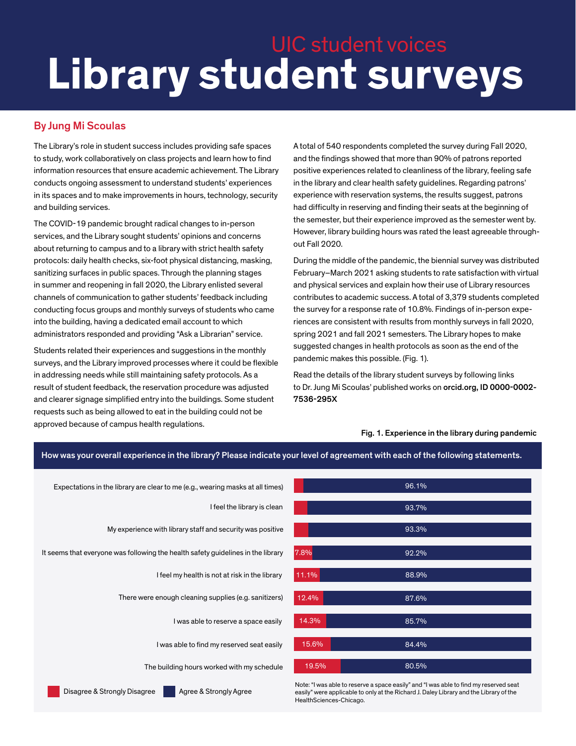UIC student voices

# Library student surveys

**By Jung Mi Scoulas**

The Library's role in student success includes providing safe spaces to study, work collaboratively on class projects and learn how to find information resources that ensure academic achievement. The Library conducts ongoing assessment to understand students' experiences in its spaces and to make improvements in hours, technology, security and building services.

The COVID-19 pandemic brought radical changes to in-person services, and the Library sought students' opinions and concerns about returning to campus and to a library with strict health safety protocols: daily health checks, six-foot physical distancing, masking, sanitizing surfaces in public spaces. Through the planning stages in summer and reopening in fall 2020, the Library enlisted several channels of communication to gather students' feedback including conducting focus groups and monthly surveys of students who came into the building, having a dedicated email account to which administrators responded and providing "Ask a Librarian" service.

Students related their experiences and suggestions in the monthly surveys, and the Library improved processes where it could be flexible in addressing needs while still maintaining safety protocols. As a result of student feedback, the reservation procedure was adjusted and clearer signage simplified entry into the buildings. Some student requests such as being allowed to eat in the building could not be approved because of campus health regulations.

A total of 540 respondents completed the survey during Fall 2020, and the findings showed that more than 90% of patrons reported positive experiences related to cleanliness of the library, feeling safe in the library and clear health safety guidelines. Regarding patrons' experience with reservation systems, the results suggest, patrons had difficulty in reserving and finding their seats at the beginning of the semester, but their experience improved as the semester went by. However, library building hours was rated the least agreeable throughout Fall 2020.

During the middle of the pandemic, the biennial survey was distributed February–March 2021 asking students to rate satisfaction with virtual and physical services and explain how their use of Library resources contributes to academic success. A total of 3,379 students completed the survey for a response rate of 10.8%. Findings of in-person experiences are consistent with results from monthly surveys in fall 2020, spring 2021 and fall 2021 semesters. The Library hopes to make suggested changes in health protocols as soon as the end of the pandemic makes this possible. (Fig. 1).

Read the details of the library student surveys by following links to Dr. Jung Mi Scoulas' published works on **orcid.org, ID 0000-0002-7536-295X**

**Fig. 1. Experience in the library during pandemic**

**How was your overall experience in the library? Please indicate your level of agreement with each of the following statements.**

| Statement | Disagree & Strongly Disagree | Agree & Strongly Agree |
|---|---|---|
| Expectations in the library are clear to me (e.g., wearing masks at all times) | | 96.1% |
| I feel the library is clean | | 93.7% |
| My experience with library staff and security was positive | | 93.3% |
| It seems that everyone was following the health safety guidelines in the library | 7.8% | 92.2% |
| I feel my health is not at risk in the library | 11.1% | 88.9% |
| There were enough cleaning supplies (e.g. sanitizers) | 12.4% | 87.6% |
| I was able to reserve a space easily | 14.3% | 85.7% |
| I was able to find my reserved seat easily | 15.6% | 84.4% |
| The building hours worked with my schedule | 19.5% | 80.5% |

Note: "I was able to reserve a space easily" and "I was able to find my reserved seat easily" were applicable to only at the Richard J. Daley Library and the Library of the HealthSciences-Chicago.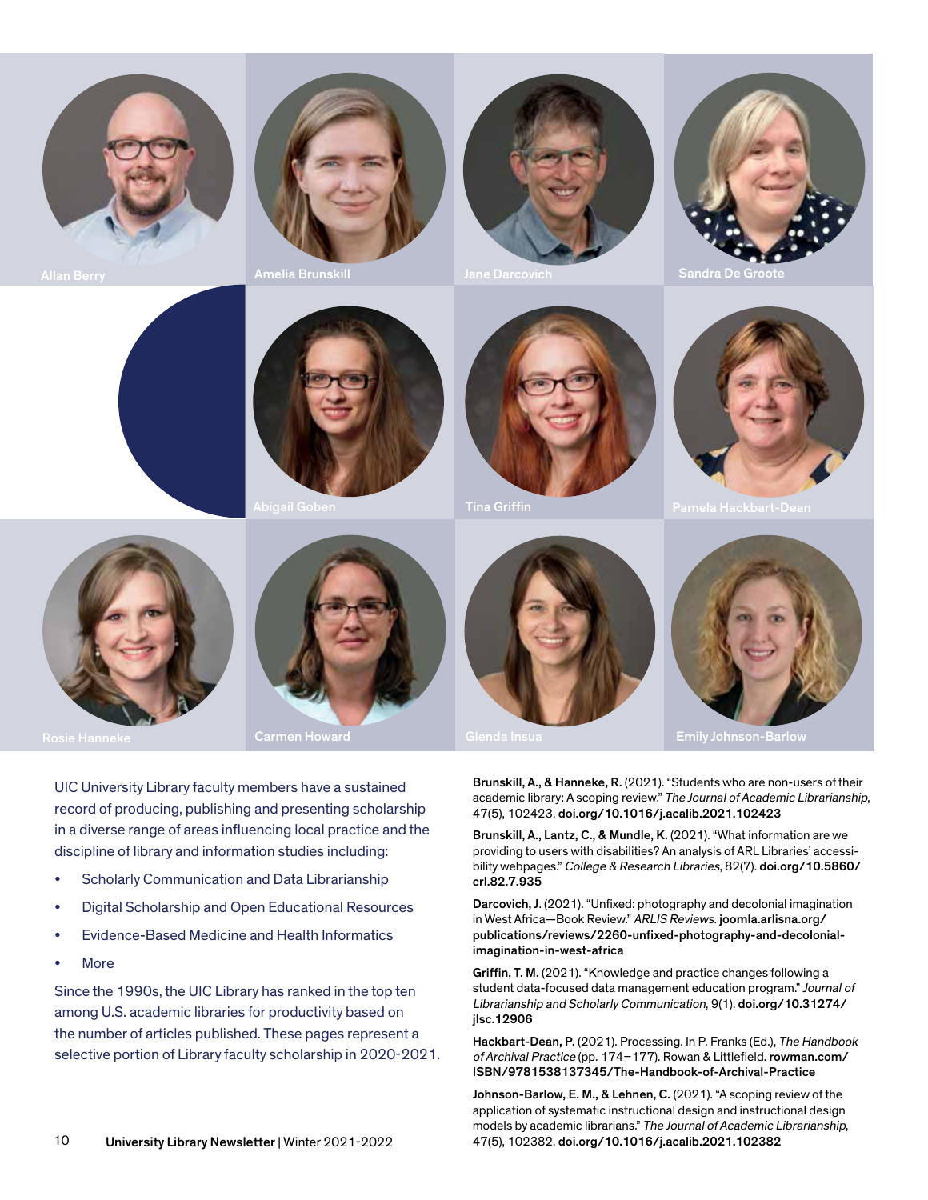Allan Berry

Amelia Brunskill

Jane Darcovich

Sandra De Groote

Abigail Goben

Tina Griffin

Pamela Hackbart-Dean

Rosie Hanneke

Carmen Howard

Glenda Insua

Emily Johnson-Barlow

UIC University Library faculty members have a sustained record of producing, publishing and presenting scholarship in a diverse range of areas influencing local practice and the discipline of library and information studies including:

- Scholarly Communication and Data Librarianship
- Digital Scholarship and Open Educational Resources
- Evidence-Based Medicine and Health Informatics
- More

Since the 1990s, the UIC Library has ranked in the top ten among U.S. academic libraries for productivity based on the number of articles published. These pages represent a selective portion of Library faculty scholarship in 2020-2021.

**Brunskill, A., & Hanneke, R.** (2021). "Students who are non-users of their academic library: A scoping review." *The Journal of Academic Librarianship*, 47(5), 102423. **doi.org/10.1016/j.acalib.2021.102423**

**Brunskill, A., Lantz, C., & Mundle, K.** (2021). "What information are we providing to users with disabilities? An analysis of ARL Libraries' accessibility webpages." *College & Research Libraries*, 82(7). **doi.org/10.5860/crl.82.7.935**

**Darcovich, J.** (2021). "Unfixed: photography and decolonial imagination in West Africa—Book Review." *ARLIS Reviews*. **joomla.arlisna.org/publications/reviews/2260-unfixed-photography-and-decolonial-imagination-in-west-africa**

**Griffin, T. M.** (2021). "Knowledge and practice changes following a student data-focused data management education program." *Journal of Librarianship and Scholarly Communication*, 9(1). **doi.org/10.31274/jlsc.12906**

**Hackbart-Dean, P.** (2021). Processing. In P. Franks (Ed.), *The Handbook of Archival Practice* (pp. 174–177). Rowan & Littlefield. **rowman.com/ISBN/9781538137345/The-Handbook-of-Archival-Practice**

**Johnson-Barlow, E. M., & Lehnen, C.** (2021). "A scoping review of the application of systematic instructional design and instructional design models by academic librarians." *The Journal of Academic Librarianship*, 47(5), 102382. **doi.org/10.1016/j.acalib.2021.102382**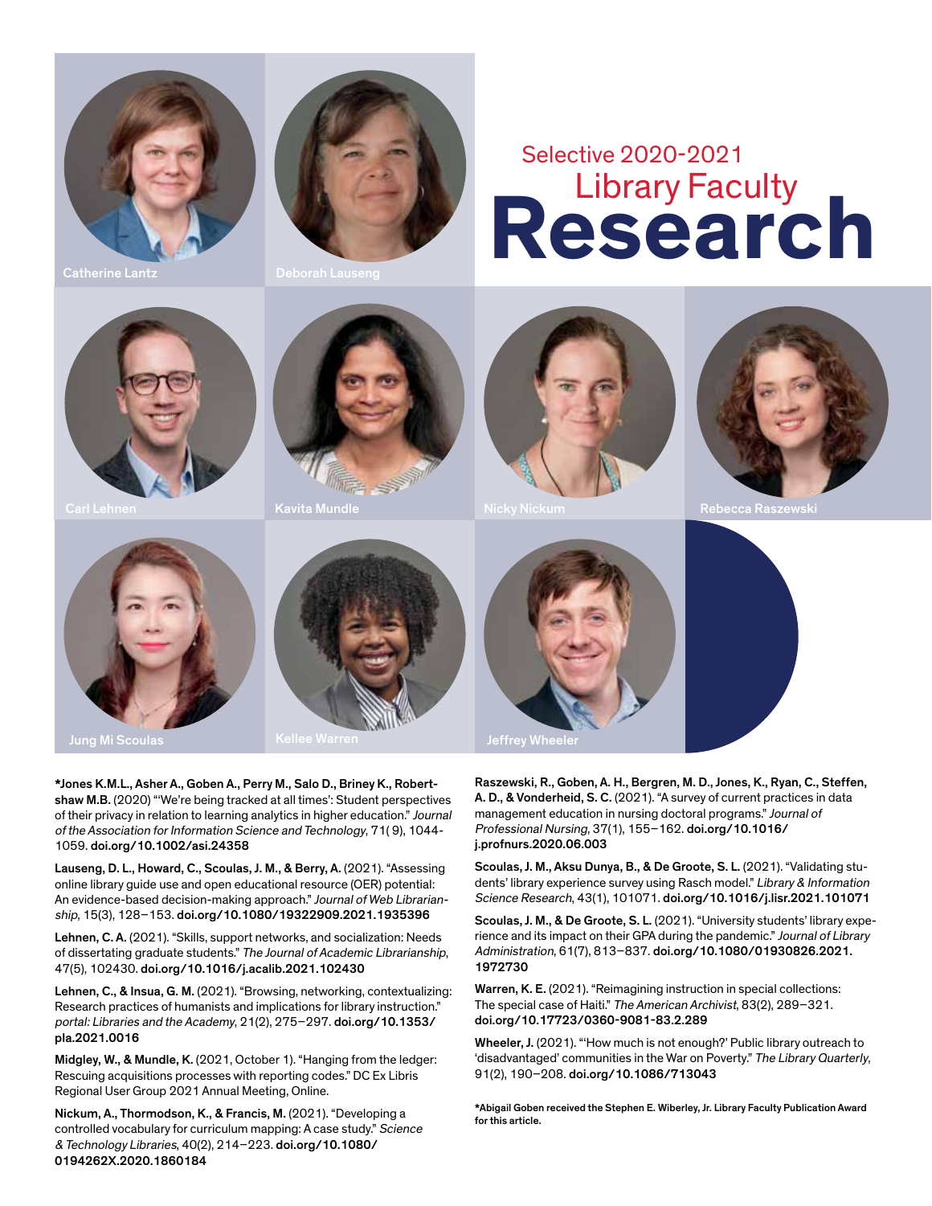# Selective 2020-2021 Library Faculty Research

Catherine Lantz

Deborah Lauseng

Carl Lehnen

Kavita Mundle

Nicky Nickum

Rebecca Raszewski

Jung Mi Scoulas

Kellee Warren

Jeffrey Wheeler

**\*Jones K.M.L., Asher A., Goben A., Perry M., Salo D., Briney K., Robertshaw M.B.** (2020) "'We're being tracked at all times': Student perspectives of their privacy in relation to learning analytics in higher education." *Journal of the Association for Information Science and Technology*, 71( 9), 1044-1059. **doi.org/10.1002/asi.24358**

**Lauseng, D. L., Howard, C., Scoulas, J. M., & Berry, A.** (2021). "Assessing online library guide use and open educational resource (OER) potential: An evidence-based decision-making approach." *Journal of Web Librarianship*, 15(3), 128–153. **doi.org/10.1080/19322909.2021.1935396**

**Lehnen, C. A.** (2021). "Skills, support networks, and socialization: Needs of dissertating graduate students." *The Journal of Academic Librarianship*, 47(5), 102430. **doi.org/10.1016/j.acalib.2021.102430**

**Lehnen, C., & Insua, G. M.** (2021). "Browsing, networking, contextualizing: Research practices of humanists and implications for library instruction." *portal: Libraries and the Academy*, 21(2), 275–297. **doi.org/10.1353/pla.2021.0016**

**Midgley, W., & Mundle, K.** (2021, October 1). "Hanging from the ledger: Rescuing acquisitions processes with reporting codes." DC Ex Libris Regional User Group 2021 Annual Meeting, Online.

**Nickum, A., Thormodson, K., & Francis, M.** (2021). "Developing a controlled vocabulary for curriculum mapping: A case study." *Science & Technology Libraries*, 40(2), 214–223. **doi.org/10.1080/0194262X.2020.1860184**

**Raszewski, R., Goben, A. H., Bergren, M. D., Jones, K., Ryan, C., Steffen, A. D., & Vonderheid, S. C.** (2021). "A survey of current practices in data management education in nursing doctoral programs." *Journal of Professional Nursing*, 37(1), 155–162. **doi.org/10.1016/j.profnurs.2020.06.003**

**Scoulas, J. M., Aksu Dunya, B., & De Groote, S. L.** (2021). "Validating students' library experience survey using Rasch model." *Library & Information Science Research*, 43(1), 101071. **doi.org/10.1016/j.lisr.2021.101071**

**Scoulas, J. M., & De Groote, S. L.** (2021). "University students' library experience and its impact on their GPA during the pandemic." *Journal of Library Administration*, 61(7), 813–837. **doi.org/10.1080/01930826.2021.1972730**

**Warren, K. E.** (2021). "Reimagining instruction in special collections: The special case of Haiti." *The American Archivist*, 83(2), 289–321. **doi.org/10.17723/0360-9081-83.2.289**

**Wheeler, J.** (2021). "'How much is not enough?' Public library outreach to 'disadvantaged' communities in the War on Poverty." *The Library Quarterly*, 91(2), 190–208. **doi.org/10.1086/713043**

**\*Abigail Goben received the Stephen E. Wiberley, Jr. Library Faculty Publication Award for this article.**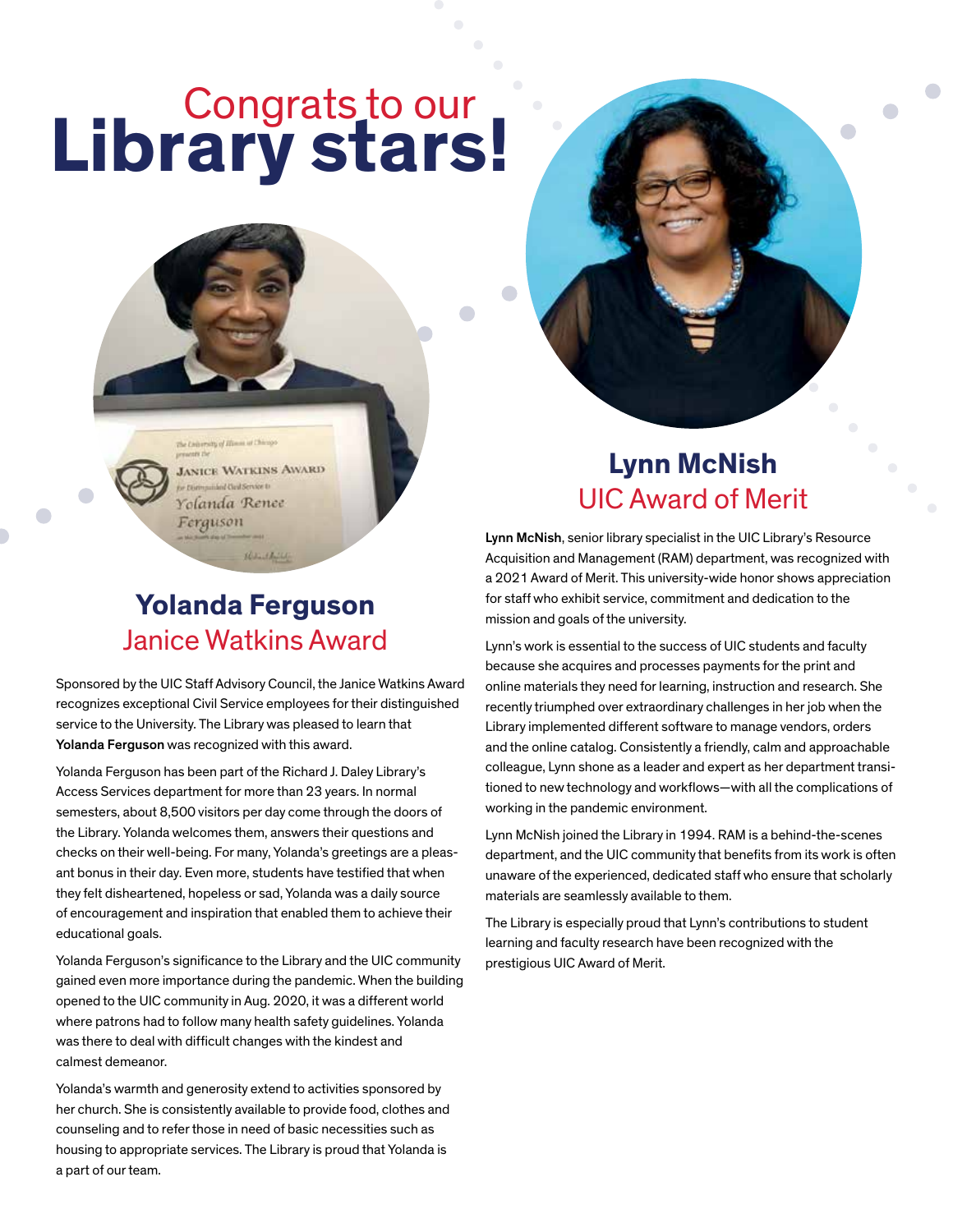# Congrats to our Library stars!

## Yolanda Ferguson

### Janice Watkins Award

Sponsored by the UIC Staff Advisory Council, the Janice Watkins Award recognizes exceptional Civil Service employees for their distinguished service to the University. The Library was pleased to learn that **Yolanda Ferguson** was recognized with this award.

Yolanda Ferguson has been part of the Richard J. Daley Library's Access Services department for more than 23 years. In normal semesters, about 8,500 visitors per day come through the doors of the Library. Yolanda welcomes them, answers their questions and checks on their well-being. For many, Yolanda's greetings are a pleasant bonus in their day. Even more, students have testified that when they felt disheartened, hopeless or sad, Yolanda was a daily source of encouragement and inspiration that enabled them to achieve their educational goals.

Yolanda Ferguson's significance to the Library and the UIC community gained even more importance during the pandemic. When the building opened to the UIC community in Aug. 2020, it was a different world where patrons had to follow many health safety guidelines. Yolanda was there to deal with difficult changes with the kindest and calmest demeanor.

Yolanda's warmth and generosity extend to activities sponsored by her church. She is consistently available to provide food, clothes and counseling and to refer those in need of basic necessities such as housing to appropriate services. The Library is proud that Yolanda is a part of our team.

## Lynn McNish

### UIC Award of Merit

**Lynn McNish**, senior library specialist in the UIC Library's Resource Acquisition and Management (RAM) department, was recognized with a 2021 Award of Merit. This university-wide honor shows appreciation for staff who exhibit service, commitment and dedication to the mission and goals of the university.

Lynn's work is essential to the success of UIC students and faculty because she acquires and processes payments for the print and online materials they need for learning, instruction and research. She recently triumphed over extraordinary challenges in her job when the Library implemented different software to manage vendors, orders and the online catalog. Consistently a friendly, calm and approachable colleague, Lynn shone as a leader and expert as her department transitioned to new technology and workflows—with all the complications of working in the pandemic environment.

Lynn McNish joined the Library in 1994. RAM is a behind-the-scenes department, and the UIC community that benefits from its work is often unaware of the experienced, dedicated staff who ensure that scholarly materials are seamlessly available to them.

The Library is especially proud that Lynn's contributions to student learning and faculty research have been recognized with the prestigious UIC Award of Merit.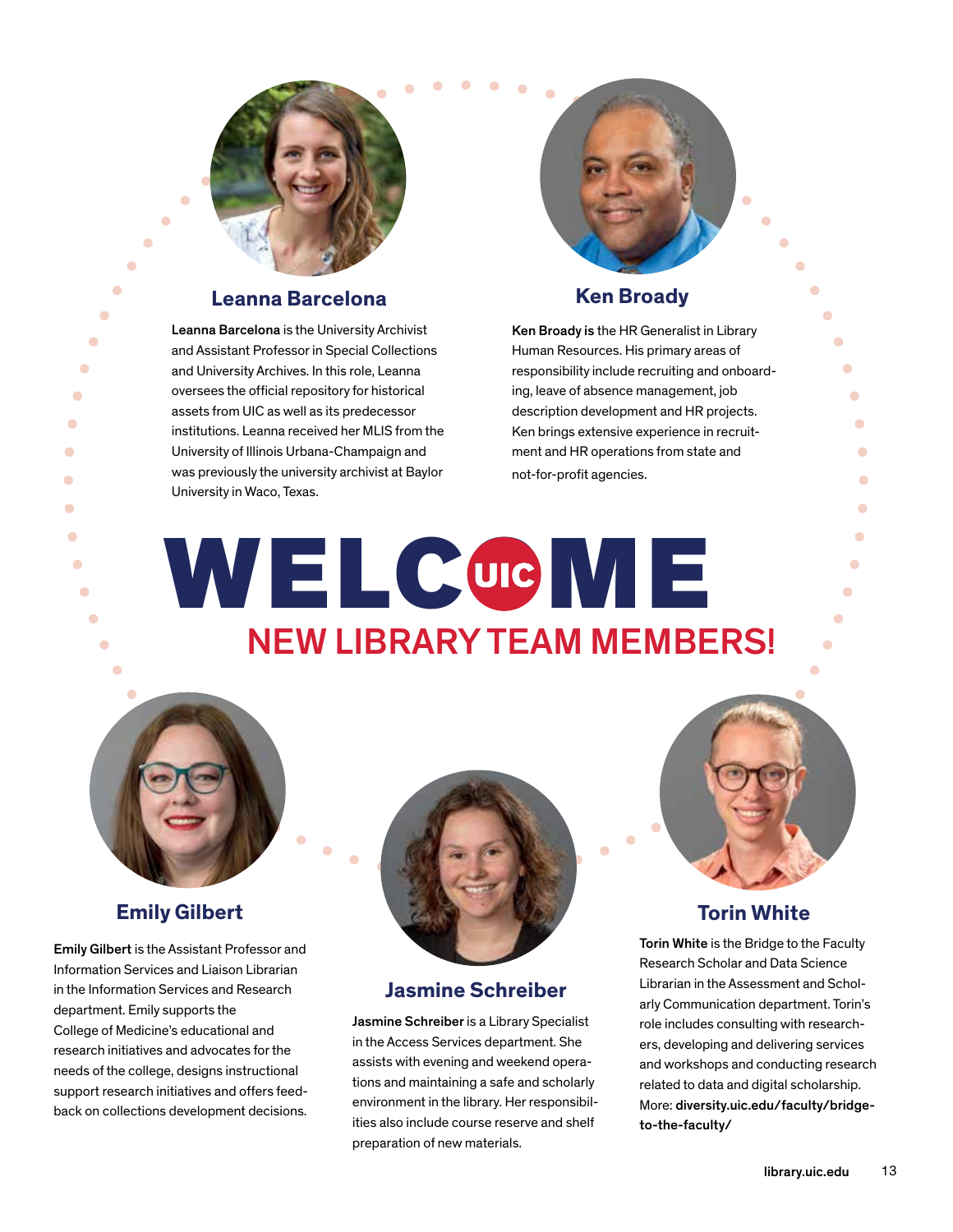# WELCOME NEW LIBRARY TEAM MEMBERS!

## Leanna Barcelona

**Leanna Barcelona** is the University Archivist and Assistant Professor in Special Collections and University Archives. In this role, Leanna oversees the official repository for historical assets from UIC as well as its predecessor institutions. Leanna received her MLIS from the University of Illinois Urbana-Champaign and was previously the university archivist at Baylor University in Waco, Texas.

## Ken Broady

**Ken Broady is** the HR Generalist in Library Human Resources. His primary areas of responsibility include recruiting and onboarding, leave of absence management, job description development and HR projects. Ken brings extensive experience in recruitment and HR operations from state and not-for-profit agencies.

## Emily Gilbert

**Emily Gilbert** is the Assistant Professor and Information Services and Liaison Librarian in the Information Services and Research department. Emily supports the College of Medicine's educational and research initiatives and advocates for the needs of the college, designs instructional support research initiatives and offers feedback on collections development decisions.

## Jasmine Schreiber

**Jasmine Schreiber** is a Library Specialist in the Access Services department. She assists with evening and weekend operations and maintaining a safe and scholarly environment in the library. Her responsibilities also include course reserve and shelf preparation of new materials.

## Torin White

**Torin White** is the Bridge to the Faculty Research Scholar and Data Science Librarian in the Assessment and Scholarly Communication department. Torin's role includes consulting with researchers, developing and delivering services and workshops and conducting research related to data and digital scholarship. More: **diversity.uic.edu/faculty/bridge-to-the-faculty/**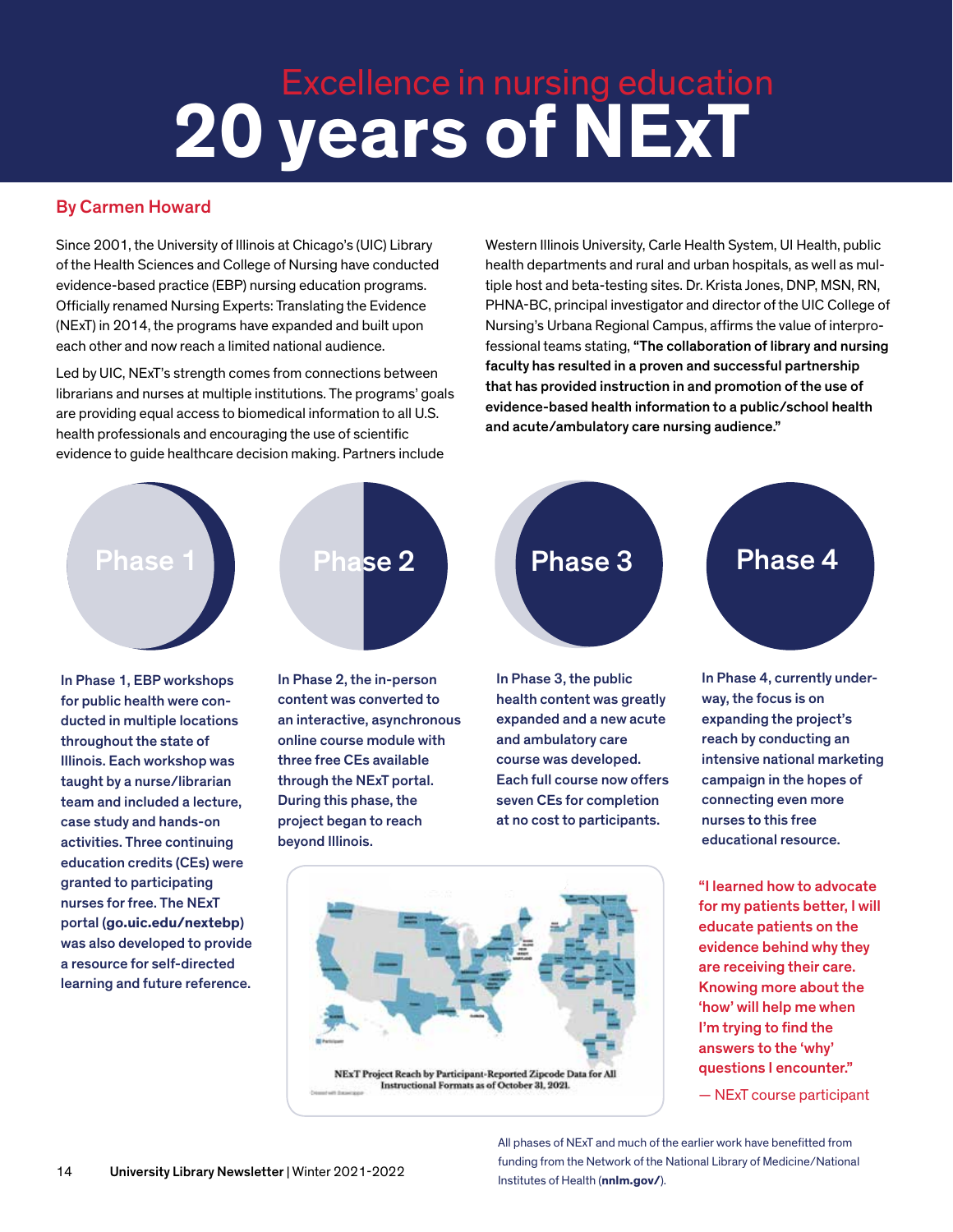Excellence in nursing education

# 20 years of NExT

**By Carmen Howard**

Since 2001, the University of Illinois at Chicago's (UIC) Library of the Health Sciences and College of Nursing have conducted evidence-based practice (EBP) nursing education programs. Officially renamed Nursing Experts: Translating the Evidence (NExT) in 2014, the programs have expanded and built upon each other and now reach a limited national audience.

Led by UIC, NExT's strength comes from connections between librarians and nurses at multiple institutions. The programs' goals are providing equal access to biomedical information to all U.S. health professionals and encouraging the use of scientific evidence to guide healthcare decision making. Partners include Western Illinois University, Carle Health System, UI Health, public health departments and rural and urban hospitals, as well as multiple host and beta-testing sites. Dr. Krista Jones, DNP, MSN, RN, PHNA-BC, principal investigator and director of the UIC College of Nursing's Urbana Regional Campus, affirms the value of interprofessional teams stating, **"The collaboration of library and nursing faculty has resulted in a proven and successful partnership that has provided instruction in and promotion of the use of evidence-based health information to a public/school health and acute/ambulatory care nursing audience."**

### Phase 1

In Phase 1, EBP workshops for public health were conducted in multiple locations throughout the state of Illinois. Each workshop was taught by a nurse/librarian team and included a lecture, case study and hands-on activities. Three continuing education credits (CEs) were granted to participating nurses for free. The NExT portal (**go.uic.edu/nextebp**) was also developed to provide a resource for self-directed learning and future reference.

### Phase 2

In Phase 2, the in-person content was converted to an interactive, asynchronous online course module with three free CEs available through the NExT portal. During this phase, the project began to reach beyond Illinois.

### Phase 3

In Phase 3, the public health content was greatly expanded and a new acute and ambulatory care course was developed. Each full course now offers seven CEs for completion at no cost to participants.

### Phase 4

In Phase 4, currently underway, the focus is on expanding the project's reach by conducting an intensive national marketing campaign in the hopes of connecting even more nurses to this free educational resource.

NExT Project Reach by Participant-Reported Zipcode Data for All Instructional Formats as of October 31, 2021.

"I learned how to advocate for my patients better, I will educate patients on the evidence behind why they are receiving their care. Knowing more about the 'how' will help me when I'm trying to find the answers to the 'why' questions I encounter."

— NExT course participant

All phases of NExT and much of the earlier work have benefitted from funding from the Network of the National Library of Medicine/National Institutes of Health (**nnlm.gov/**).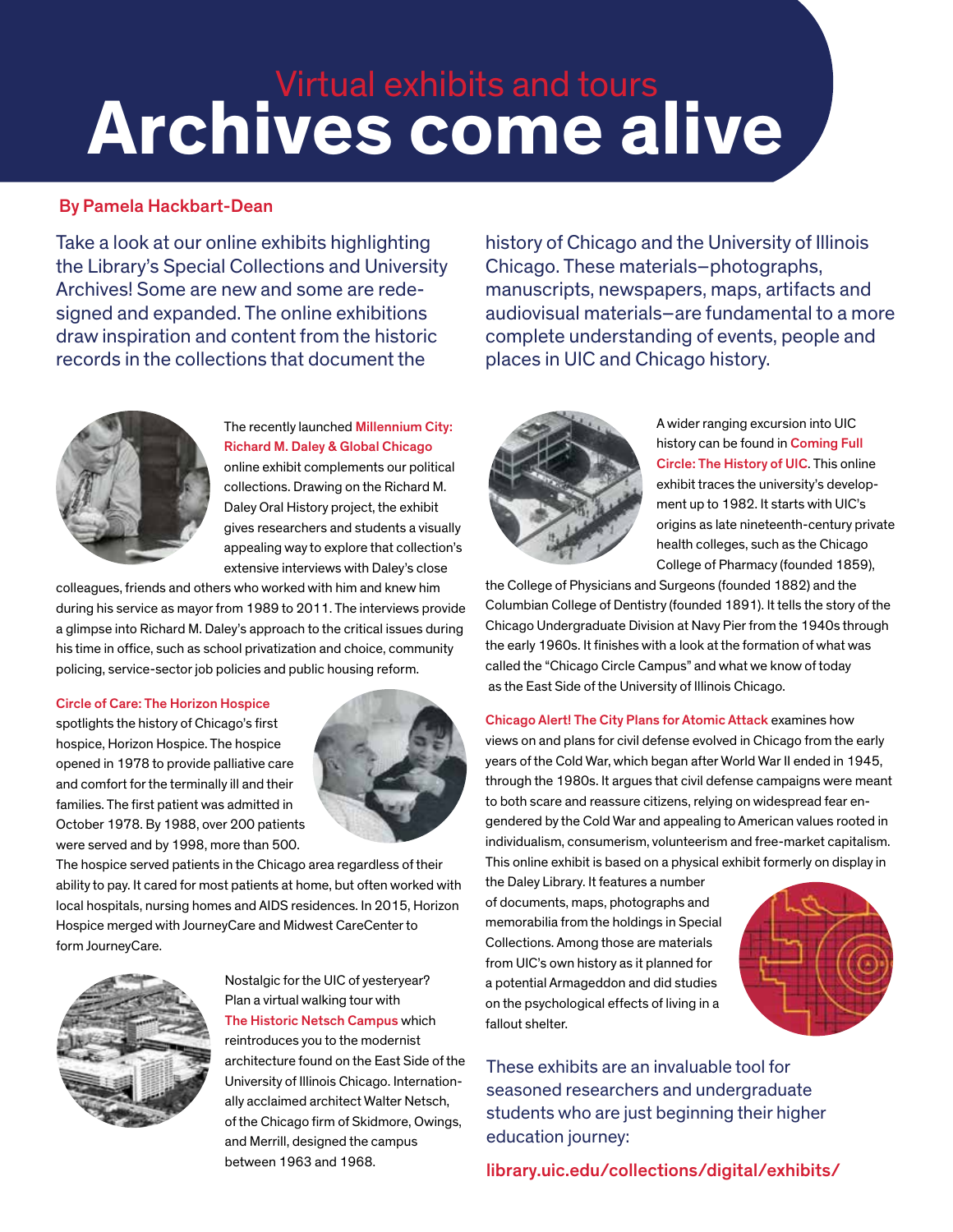Virtual exhibits and tours

# Archives come alive

**By Pamela Hackbart-Dean**

Take a look at our online exhibits highlighting the Library's Special Collections and University Archives! Some are new and some are redesigned and expanded. The online exhibitions draw inspiration and content from the historic records in the collections that document the history of Chicago and the University of Illinois Chicago. These materials–photographs, manuscripts, newspapers, maps, artifacts and audiovisual materials–are fundamental to a more complete understanding of events, people and places in UIC and Chicago history.

The recently launched **Millennium City: Richard M. Daley & Global Chicago** online exhibit complements our political collections. Drawing on the Richard M. Daley Oral History project, the exhibit gives researchers and students a visually appealing way to explore that collection's extensive interviews with Daley's close colleagues, friends and others who worked with him and knew him during his service as mayor from 1989 to 2011. The interviews provide a glimpse into Richard M. Daley's approach to the critical issues during his time in office, such as school privatization and choice, community policing, service-sector job policies and public housing reform.

**Circle of Care: The Horizon Hospice** spotlights the history of Chicago's first hospice, Horizon Hospice. The hospice opened in 1978 to provide palliative care and comfort for the terminally ill and their families. The first patient was admitted in October 1978. By 1988, over 200 patients were served and by 1998, more than 500. The hospice served patients in the Chicago area regardless of their ability to pay. It cared for most patients at home, but often worked with local hospitals, nursing homes and AIDS residences. In 2015, Horizon Hospice merged with JourneyCare and Midwest CareCenter to form JourneyCare.

Nostalgic for the UIC of yesteryear? Plan a virtual walking tour with **The Historic Netsch Campus** which reintroduces you to the modernist architecture found on the East Side of the University of Illinois Chicago. Internationally acclaimed architect Walter Netsch, of the Chicago firm of Skidmore, Owings, and Merrill, designed the campus between 1963 and 1968.

A wider ranging excursion into UIC history can be found in **Coming Full Circle: The History of UIC**. This online exhibit traces the university's development up to 1982. It starts with UIC's origins as late nineteenth-century private health colleges, such as the Chicago College of Pharmacy (founded 1859), the College of Physicians and Surgeons (founded 1882) and the Columbian College of Dentistry (founded 1891). It tells the story of the Chicago Undergraduate Division at Navy Pier from the 1940s through the early 1960s. It finishes with a look at the formation of what was called the "Chicago Circle Campus" and what we know of today as the East Side of the University of Illinois Chicago.

**Chicago Alert! The City Plans for Atomic Attack** examines how views on and plans for civil defense evolved in Chicago from the early years of the Cold War, which began after World War II ended in 1945, through the 1980s. It argues that civil defense campaigns were meant to both scare and reassure citizens, relying on widespread fear engendered by the Cold War and appealing to American values rooted in individualism, consumerism, volunteerism and free-market capitalism. This online exhibit is based on a physical exhibit formerly on display in the Daley Library. It features a number of documents, maps, photographs and memorabilia from the holdings in Special Collections. Among those are materials from UIC's own history as it planned for a potential Armageddon and did studies on the psychological effects of living in a fallout shelter.

These exhibits are an invaluable tool for seasoned researchers and undergraduate students who are just beginning their higher education journey:

**library.uic.edu/collections/digital/exhibits/**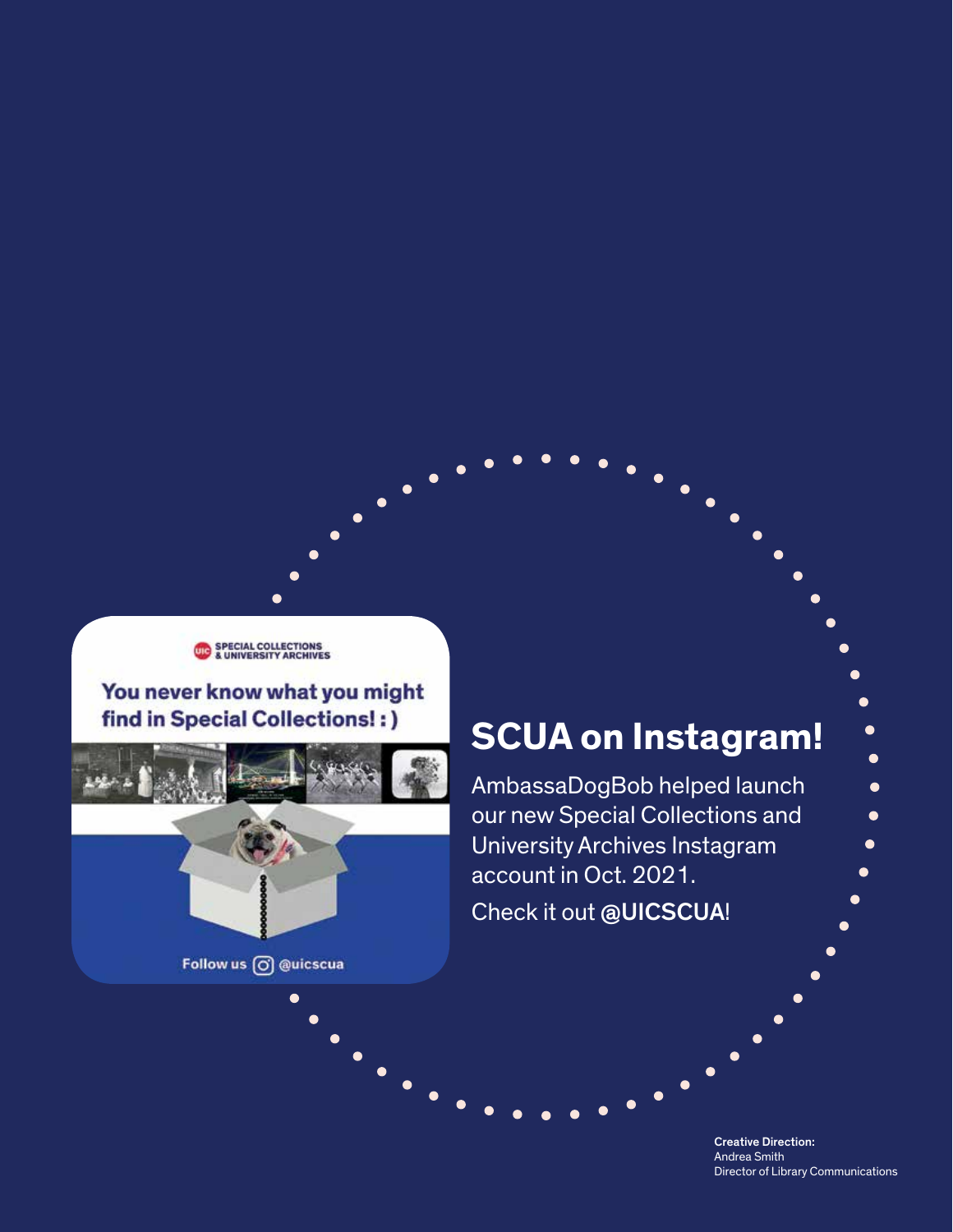SPECIAL COLLECTIONS & UNIVERSITY ARCHIVES

You never know what you might find in Special Collections! : )

Follow us @uicscua

## SCUA on Instagram!

AmbassaDogBob helped launch our new Special Collections and University Archives Instagram account in Oct. 2021.

Check it out **@UICSCUA**!

**Creative Direction:**
Andrea Smith
Director of Library Communications